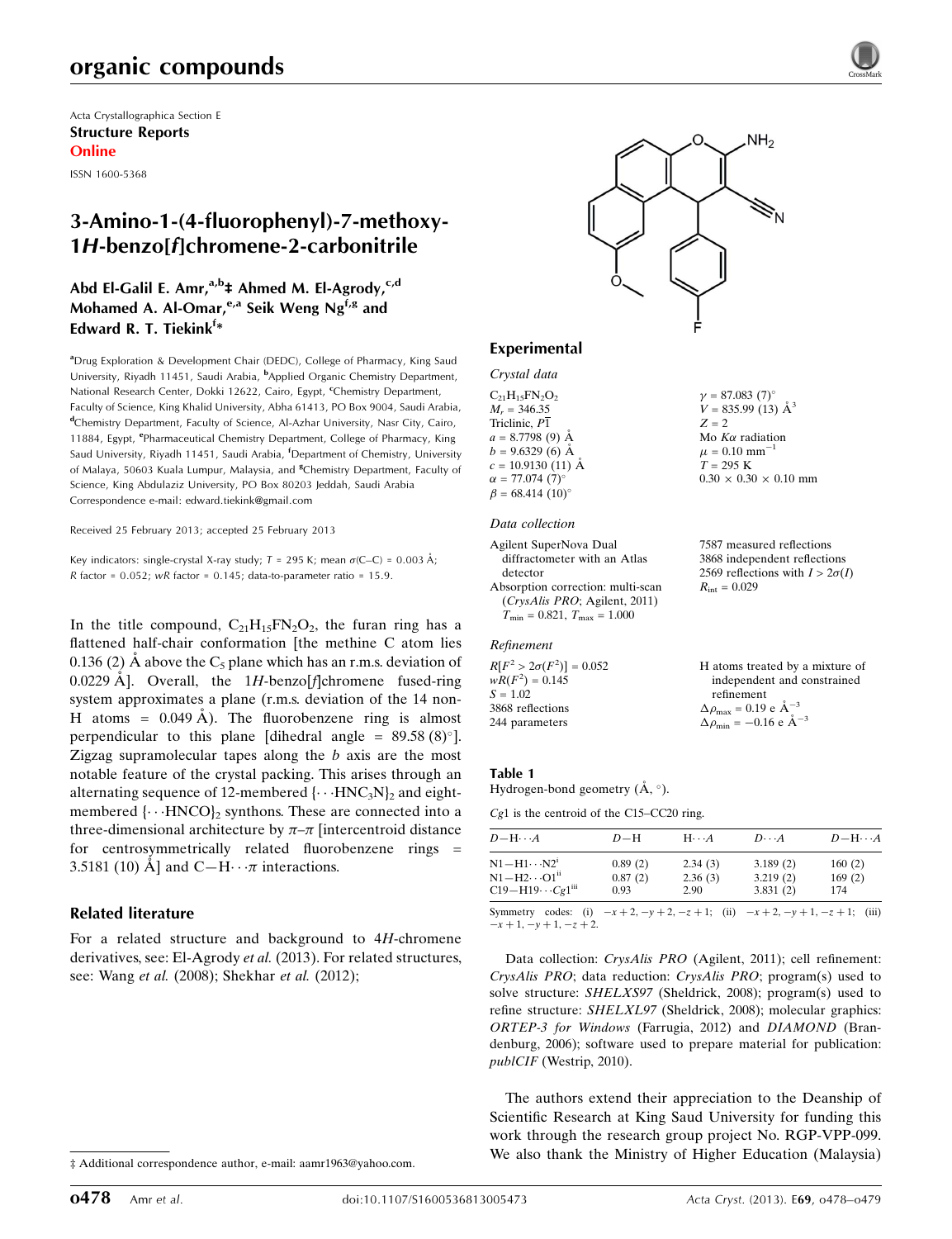# organic compounds

Acta Crystallographica Section E
**Structure Reports Online**
ISSN 1600-5368

# 3-Amino-1-(4-fluorophenyl)-7-methoxy-1*H*-benzo[*f*]chromene-2-carbonitrile

**Abd El-Galil E. Amr,[a,b]‡ Ahmed M. El-Agrody,[c,d] Mohamed A. Al-Omar,[e,a] Seik Weng Ng[f,g] and Edward R. T. Tiekink[f]***

[a]Drug Exploration & Development Chair (DEDC), College of Pharmacy, King Saud University, Riyadh 11451, Saudi Arabia, [b]Applied Organic Chemistry Department, National Research Center, Dokki 12622, Cairo, Egypt, [c]Chemistry Department, Faculty of Science, King Khalid University, Abha 61413, PO Box 9004, Saudi Arabia, [d]Chemistry Department, Faculty of Science, Al-Azhar University, Nasr City, Cairo, 11884, Egypt, [e]Pharmaceutical Chemistry Department, College of Pharmacy, King Saud University, Riyadh 11451, Saudi Arabia, [f]Department of Chemistry, University of Malaya, 50603 Kuala Lumpur, Malaysia, and [g]Chemistry Department, Faculty of Science, King Abdulaziz University, PO Box 80203 Jeddah, Saudi Arabia
Correspondence e-mail: edward.tiekink@gmail.com

Received 25 February 2013; accepted 25 February 2013

Key indicators: single-crystal X-ray study; $T$ = 295 K; mean $\sigma$(C–C) = 0.003 Å; $R$ factor = 0.052; $wR$ factor = 0.145; data-to-parameter ratio = 15.9.

In the title compound, $C_{21}H_{15}FN_2O_2$, the furan ring has a flattened half-chair conformation [the methine C atom lies 0.136 (2) Å above the $C_5$ plane which has an r.m.s. deviation of 0.0229 Å]. Overall, the 1*H*-benzo[*f*]chromene fused-ring system approximates a plane (r.m.s. deviation of the 14 non-H atoms = 0.049 Å). The fluorobenzene ring is almost perpendicular to this plane [dihedral angle = 89.58 (8)°]. Zigzag supramolecular tapes along the *b* axis are the most notable feature of the crystal packing. This arises through an alternating sequence of 12-membered $\{\cdots HNC_3N\}_2$ and eight-membered $\{\cdots HNCO\}_2$ synthons. These are connected into a three-dimensional architecture by $\pi$–$\pi$ [intercentroid distance for centrosymmetrically related fluorobenzene rings = 3.5181 (10) Å] and C—H$\cdots\pi$ interactions.

## Related literature

For a related structure and background to 4*H*-chromene derivatives, see: El-Agrody *et al.* (2013). For related structures, see: Wang *et al.* (2008); Shekhar *et al.* (2012);

## Experimental

### Crystal data

$C_{21}H_{15}FN_2O_2$
$M_r$ = 346.35
Triclinic, $P\overline{1}$
$a$ = 8.7798 (9) Å
$b$ = 9.6329 (6) Å
$c$ = 10.9130 (11) Å
$\alpha$ = 77.074 (7)°
$\beta$ = 68.414 (10)°
$\gamma$ = 87.083 (7)°
$V$ = 835.99 (13) Å$^3$
$Z$ = 2
Mo $K\alpha$ radiation
$\mu$ = 0.10 mm$^{-1}$
$T$ = 295 K
0.30 × 0.30 × 0.10 mm

### Data collection

Agilent SuperNova Dual diffractometer with an Atlas detector
Absorption correction: multi-scan (*CrysAlis PRO*; Agilent, 2011)
$T_{min}$ = 0.821, $T_{max}$ = 1.000
7587 measured reflections
3868 independent reflections
2569 reflections with $I > 2\sigma(I)$
$R_{int}$ = 0.029

### Refinement

$R[F^2 > 2\sigma(F^2)]$ = 0.052
$wR(F^2)$ = 0.145
$S$ = 1.02
3868 reflections
244 parameters
H atoms treated by a mixture of independent and constrained refinement
$\Delta\rho_{max}$ = 0.19 e Å$^{-3}$
$\Delta\rho_{min}$ = −0.16 e Å$^{-3}$

**Table 1**
Hydrogen-bond geometry (Å, °).

*Cg*1 is the centroid of the C15–CC20 ring.

| $D$—H$\cdots A$ | $D$—H | H$\cdots A$ | $D\cdots A$ | $D$—H$\cdots A$ |
|---|---|---|---|---|
| N1—H1$\cdots$N2$^{i}$ | 0.89 (2) | 2.34 (3) | 3.189 (2) | 160 (2) |
| N1—H2$\cdots$O1$^{ii}$ | 0.87 (2) | 2.36 (3) | 3.219 (2) | 169 (2) |
| C19—H19$\cdots$*Cg*1$^{iii}$ | 0.93 | 2.90 | 3.831 (2) | 174 |

Symmetry codes: (i) $-x+2, -y+2, -z+1$; (ii) $-x+2, -y+1, -z+1$; (iii) $-x+1, -y+1, -z+2$.

Data collection: *CrysAlis PRO* (Agilent, 2011); cell refinement: *CrysAlis PRO*; data reduction: *CrysAlis PRO*; program(s) used to solve structure: *SHELXS97* (Sheldrick, 2008); program(s) used to refine structure: *SHELXL97* (Sheldrick, 2008); molecular graphics: *ORTEP-3 for Windows* (Farrugia, 2012) and *DIAMOND* (Brandenburg, 2006); software used to prepare material for publication: *publCIF* (Westrip, 2010).

The authors extend their appreciation to the Deanship of Scientific Research at King Saud University for funding this work through the research group project No. RGP-VPP-099. We also thank the Ministry of Higher Education (Malaysia)

‡ Additional correspondence author, e-mail: aamr1963@yahoo.com.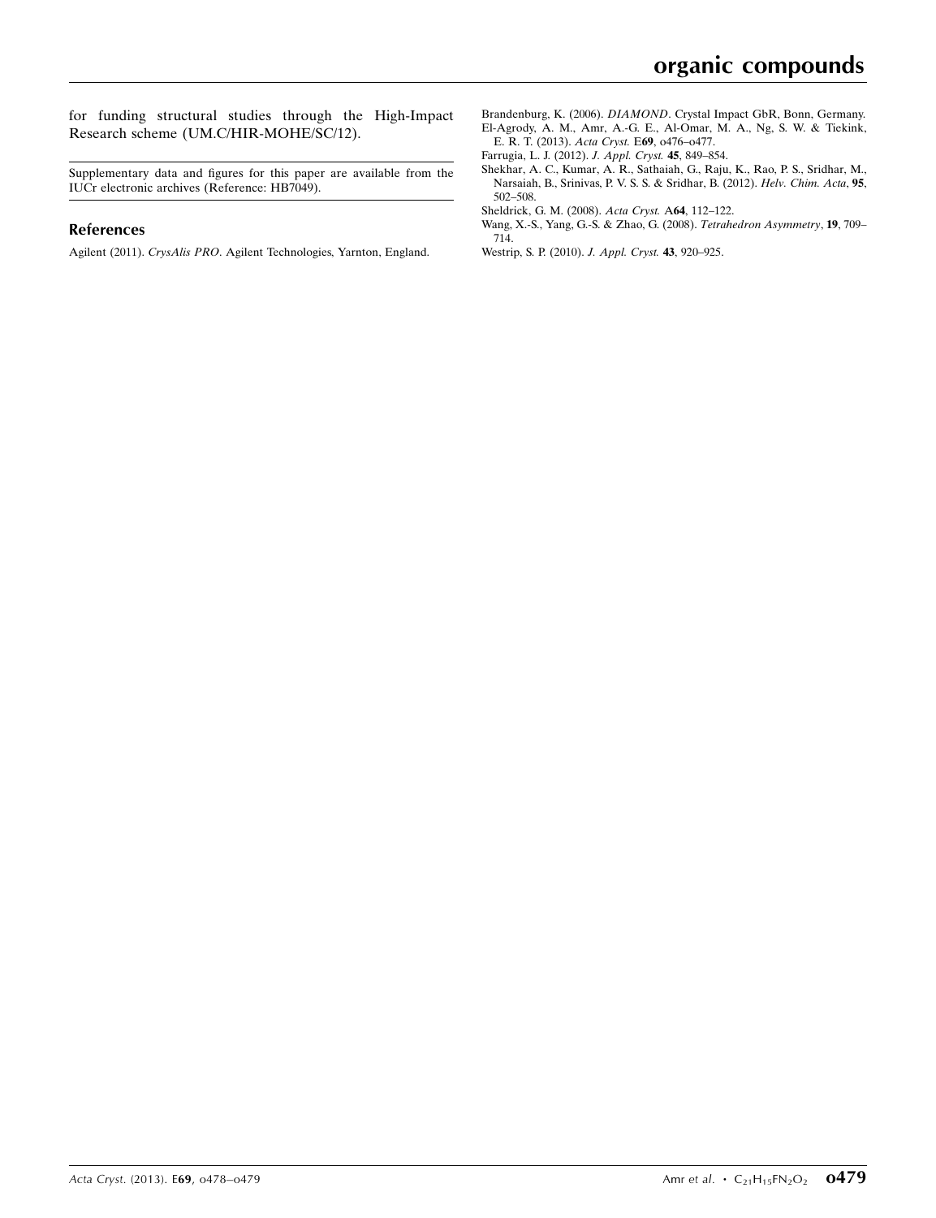for funding structural studies through the High-Impact Research scheme (UM.C/HIR-MOHE/SC/12).

Supplementary data and figures for this paper are available from the IUCr electronic archives (Reference: HB7049).

## References

Agilent (2011). *CrysAlis PRO*. Agilent Technologies, Yarnton, England.

Brandenburg, K. (2006). *DIAMOND*. Crystal Impact GbR, Bonn, Germany.

El-Agrody, A. M., Amr, A.-G. E., Al-Omar, M. A., Ng, S. W. & Tiekink, E. R. T. (2013). *Acta Cryst.* E**69**, o476–o477.

Farrugia, L. J. (2012). *J. Appl. Cryst.* **45**, 849–854.

Shekhar, A. C., Kumar, A. R., Sathaiah, G., Raju, K., Rao, P. S., Sridhar, M., Narsaiah, B., Srinivas, P. V. S. S. & Sridhar, B. (2012). *Helv. Chim. Acta*, **95**, 502–508.

Sheldrick, G. M. (2008). *Acta Cryst.* A**64**, 112–122.

Wang, X.-S., Yang, G.-S. & Zhao, G. (2008). *Tetrahedron Asymmetry*, **19**, 709–714.

Westrip, S. P. (2010). *J. Appl. Cryst.* **43**, 920–925.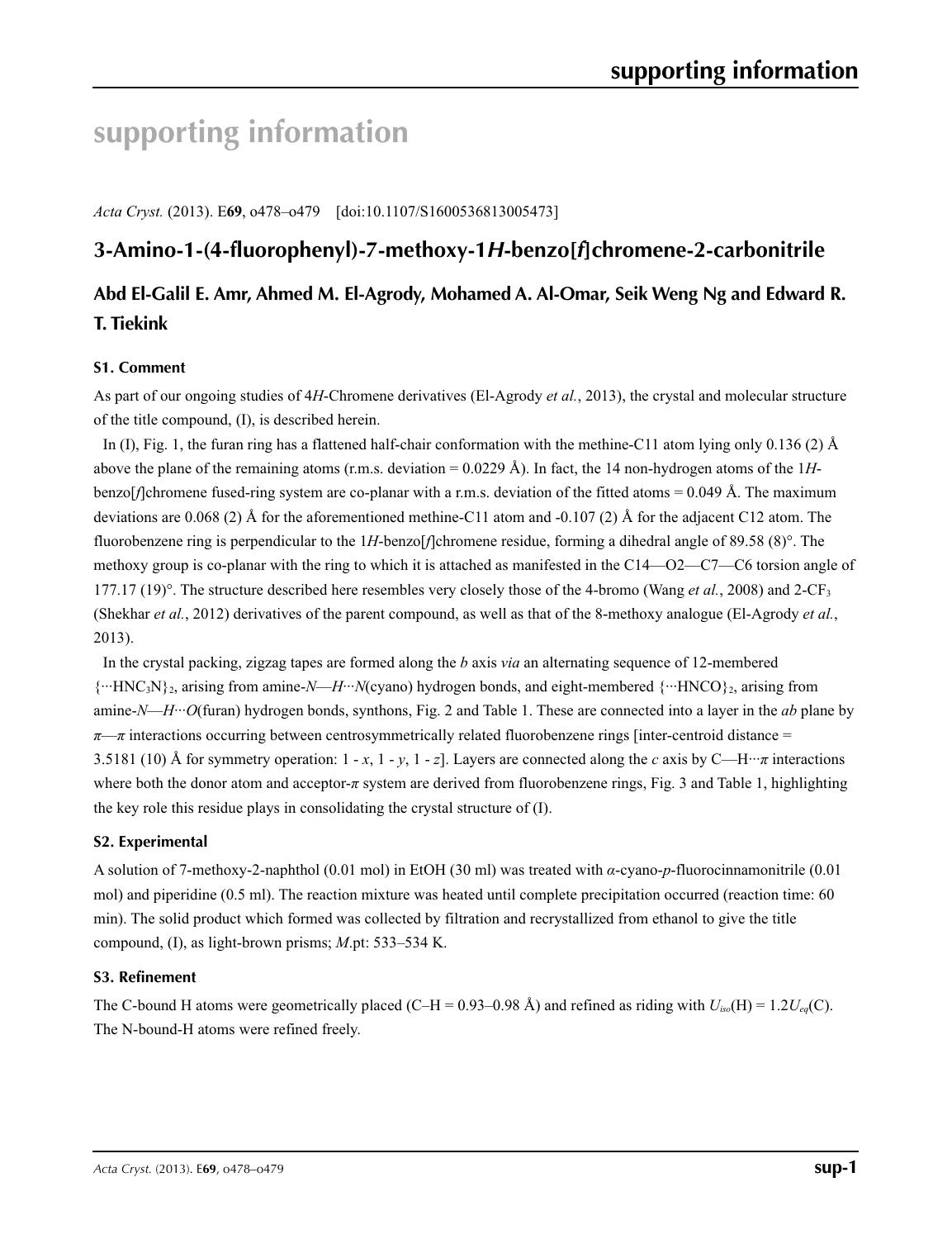# supporting information

*Acta Cryst.* (2013). E**69**, o478–o479 [doi:10.1107/S1600536813005473]

## 3-Amino-1-(4-fluorophenyl)-7-methoxy-1*H*-benzo[*f*]chromene-2-carbonitrile

### Abd El-Galil E. Amr, Ahmed M. El-Agrody, Mohamed A. Al-Omar, Seik Weng Ng and Edward R. T. Tiekink

### S1. Comment

As part of our ongoing studies of 4*H*-Chromene derivatives (El-Agrody *et al.*, 2013), the crystal and molecular structure of the title compound, (I), is described herein.

In (I), Fig. 1, the furan ring has a flattened half-chair conformation with the methine-C11 atom lying only 0.136 (2) Å above the plane of the remaining atoms (r.m.s. deviation = 0.0229 Å). In fact, the 14 non-hydrogen atoms of the 1*H*-benzo[*f*]chromene fused-ring system are co-planar with a r.m.s. deviation of the fitted atoms = 0.049 Å. The maximum deviations are 0.068 (2) Å for the aforementioned methine-C11 atom and -0.107 (2) Å for the adjacent C12 atom. The fluorobenzene ring is perpendicular to the 1*H*-benzo[*f*]chromene residue, forming a dihedral angle of 89.58 (8)°. The methoxy group is co-planar with the ring to which it is attached as manifested in the C14—O2—C7—C6 torsion angle of 177.17 (19)°. The structure described here resembles very closely those of the 4-bromo (Wang *et al.*, 2008) and 2-$CF_3$ (Shekhar *et al.*, 2012) derivatives of the parent compound, as well as that of the 8-methoxy analogue (El-Agrody *et al.*, 2013).

In the crystal packing, zigzag tapes are formed along the *b* axis *via* an alternating sequence of 12-membered $\{\cdots HNC_3N\}_2$, arising from amine-*N*—*H*···*N*(cyano) hydrogen bonds, and eight-membered $\{\cdots HNCO\}_2$, arising from amine-*N*—*H*···*O*(furan) hydrogen bonds, synthons, Fig. 2 and Table 1. These are connected into a layer in the *ab* plane by $\pi$—$\pi$ interactions occurring between centrosymmetrically related fluorobenzene rings [inter-centroid distance = 3.5181 (10) Å for symmetry operation: 1 - *x*, 1 - *y*, 1 - *z*]. Layers are connected along the *c* axis by C—H···$\pi$ interactions where both the donor atom and acceptor-$\pi$ system are derived from fluorobenzene rings, Fig. 3 and Table 1, highlighting the key role this residue plays in consolidating the crystal structure of (I).

### S2. Experimental

A solution of 7-methoxy-2-naphthol (0.01 mol) in EtOH (30 ml) was treated with $\alpha$-cyano-*p*-fluorocinnamonitrile (0.01 mol) and piperidine (0.5 ml). The reaction mixture was heated until complete precipitation occurred (reaction time: 60 min). The solid product which formed was collected by filtration and recrystallized from ethanol to give the title compound, (I), as light-brown prisms; *M*.pt: 533–534 K.

### S3. Refinement

The C-bound H atoms were geometrically placed (C–H = 0.93–0.98 Å) and refined as riding with $U_{iso}(H) = 1.2U_{eq}(C)$. The N-bound-H atoms were refined freely.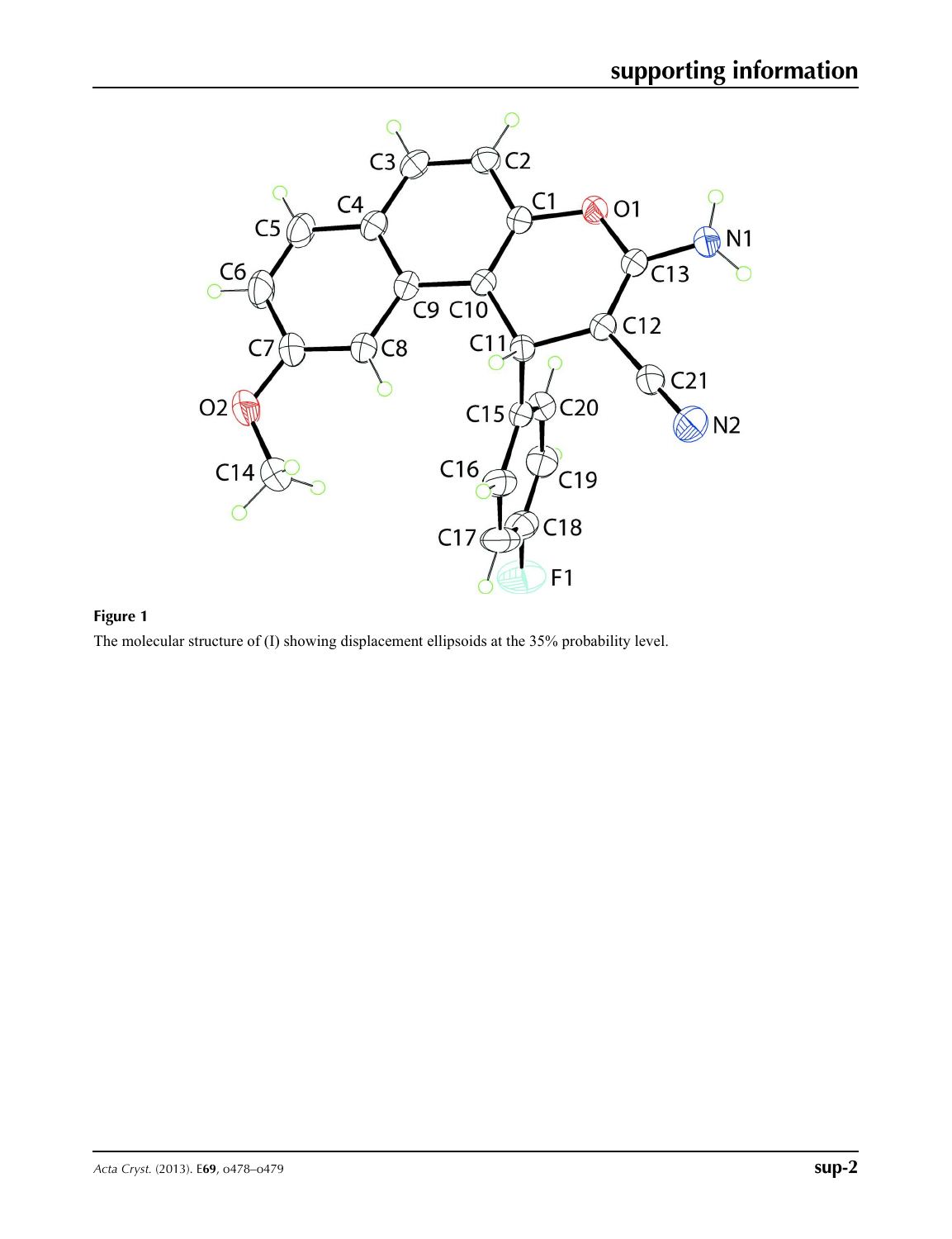**Figure 1**

The molecular structure of (I) showing displacement ellipsoids at the 35% probability level.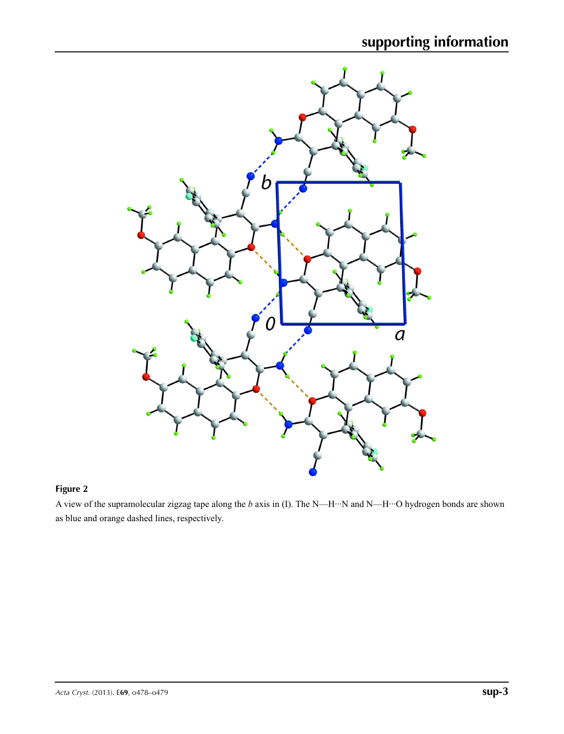**Figure 2**

A view of the supramolecular zigzag tape along the *b* axis in (I). The N—H···N and N—H···O hydrogen bonds are shown as blue and orange dashed lines, respectively.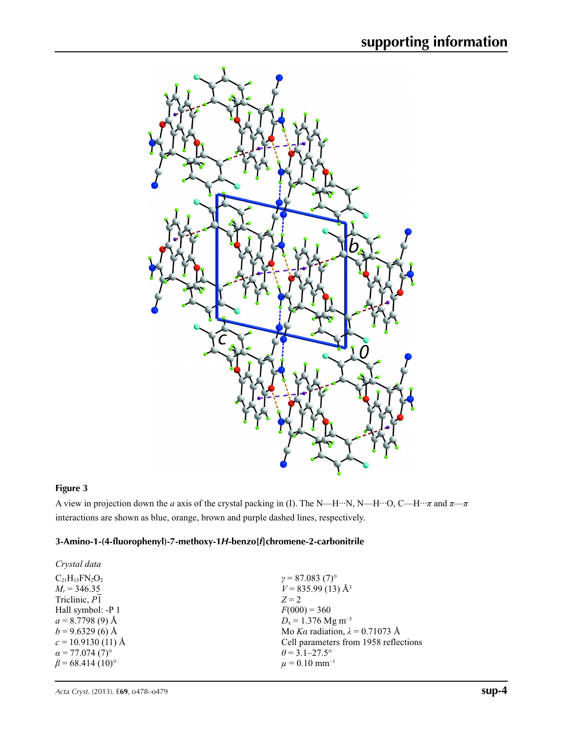**Figure 3**

A view in projection down the *a* axis of the crystal packing in (I). The N—H···N, N—H···O, C—H···π and π—π interactions are shown as blue, orange, brown and purple dashed lines, respectively.

## 3-Amino-1-(4-fluorophenyl)-7-methoxy-1*H*-benzo[*f*]chromene-2-carbonitrile

### *Crystal data*

$C_{21}H_{15}FN_2O_2$
$M_r$ = 346.35
Triclinic, $P\overline{1}$
Hall symbol: -P 1
$a$ = 8.7798 (9) Å
$b$ = 9.6329 (6) Å
$c$ = 10.9130 (11) Å
$\alpha$ = 77.074 (7)°
$\beta$ = 68.414 (10)°
$\gamma$ = 87.083 (7)°
$V$ = 835.99 (13) Å$^3$
$Z$ = 2
$F$(000) = 360
$D_x$ = 1.376 Mg m$^{-3}$
Mo $K\alpha$ radiation, $\lambda$ = 0.71073 Å
Cell parameters from 1958 reflections
$\theta$ = 3.1–27.5°
$\mu$ = 0.10 mm$^{-1}$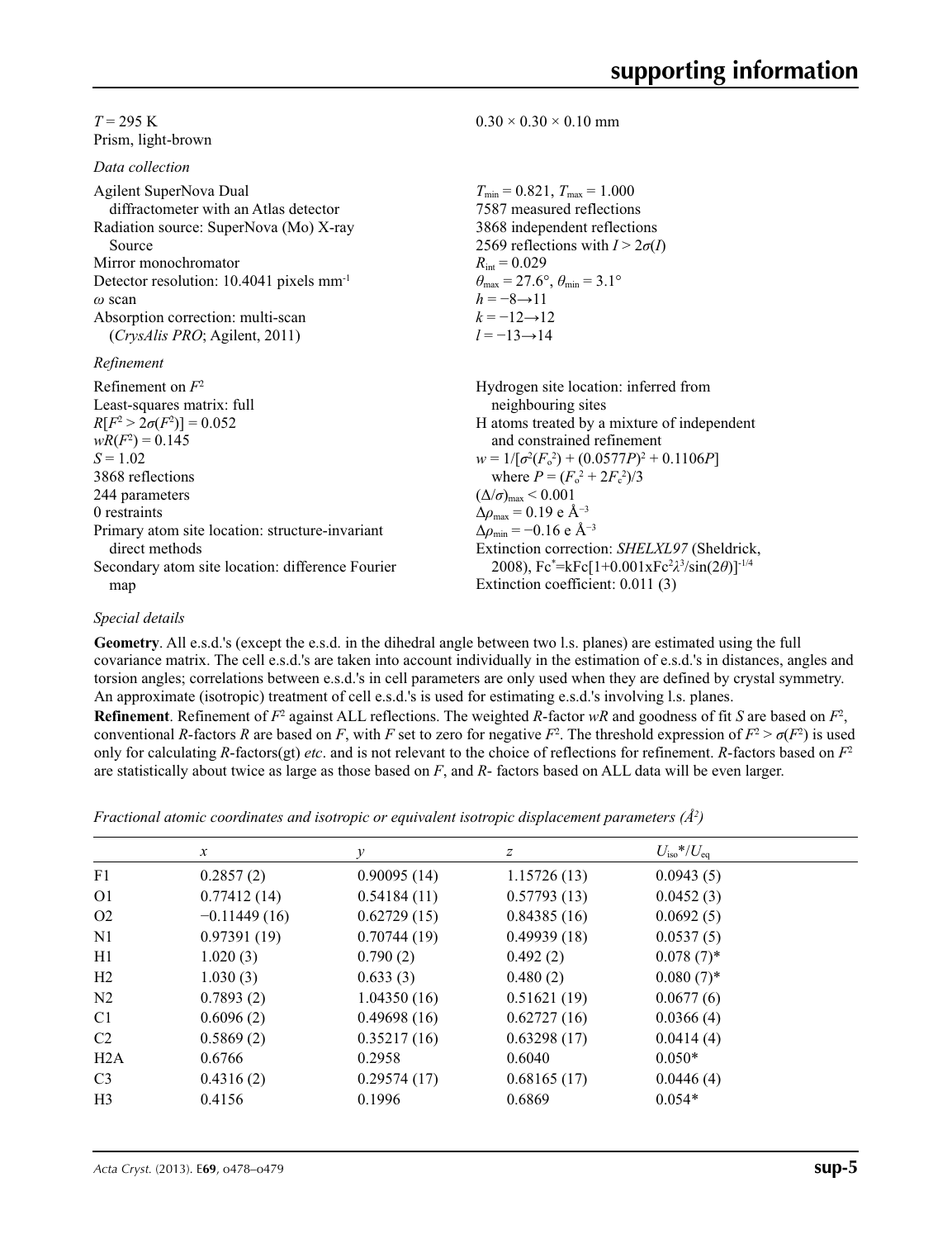$T$ = 295 K
Prism, light-brown

$0.30 \times 0.30 \times 0.10$ mm

*Data collection*

Agilent SuperNova Dual diffractometer with an Atlas detector
Radiation source: SuperNova (Mo) X-ray Source
Mirror monochromator
Detector resolution: 10.4041 pixels mm$^{-1}$
$\omega$ scan
Absorption correction: multi-scan (*CrysAlis PRO*; Agilent, 2011)

$T_{min}$ = 0.821, $T_{max}$ = 1.000
7587 measured reflections
3868 independent reflections
2569 reflections with $I > 2\sigma(I)$
$R_{int}$ = 0.029
$\theta_{max}$ = 27.6°, $\theta_{min}$ = 3.1°
$h = -8 \rightarrow 11$
$k = -12 \rightarrow 12$
$l = -13 \rightarrow 14$

*Refinement*

Refinement on $F^2$
Least-squares matrix: full
$R[F^2 > 2\sigma(F^2)]$ = 0.052
$wR(F^2)$ = 0.145
$S$ = 1.02
3868 reflections
244 parameters
0 restraints
Primary atom site location: structure-invariant direct methods
Secondary atom site location: difference Fourier map

Hydrogen site location: inferred from neighbouring sites
H atoms treated by a mixture of independent and constrained refinement
$w = 1/[\sigma^2(F_o^2) + (0.0577P)^2 + 0.1106P]$ where $P = (F_o^2 + 2F_c^2)/3$
$(\Delta/\sigma)_{max} < 0.001$
$\Delta\rho_{max}$ = 0.19 e Å$^{-3}$
$\Delta\rho_{min}$ = −0.16 e Å$^{-3}$
Extinction correction: *SHELXL97* (Sheldrick, 2008), $Fc^*=kFc[1+0.001xFc^2\lambda^3/\sin(2\theta)]^{-1/4}$
Extinction coefficient: 0.011 (3)

*Special details*

**Geometry**. All e.s.d.'s (except the e.s.d. in the dihedral angle between two l.s. planes) are estimated using the full covariance matrix. The cell e.s.d.'s are taken into account individually in the estimation of e.s.d.'s in distances, angles and torsion angles; correlations between e.s.d.'s in cell parameters are only used when they are defined by crystal symmetry. An approximate (isotropic) treatment of cell e.s.d.'s is used for estimating e.s.d.'s involving l.s. planes.

**Refinement**. Refinement of $F^2$ against ALL reflections. The weighted $R$-factor $wR$ and goodness of fit $S$ are based on $F^2$, conventional $R$-factors $R$ are based on $F$, with $F$ set to zero for negative $F^2$. The threshold expression of $F^2 > \sigma(F^2)$ is used only for calculating $R$-factors(gt) *etc*. and is not relevant to the choice of reflections for refinement. $R$-factors based on $F^2$ are statistically about twice as large as those based on $F$, and $R$- factors based on ALL data will be even larger.

*Fractional atomic coordinates and isotropic or equivalent isotropic displacement parameters (Å$^2$)*

| | $x$ | $y$ | $z$ | $U_{iso}$*/$U_{eq}$ |
|---|---|---|---|---|
| F1 | 0.2857 (2) | 0.90095 (14) | 1.15726 (13) | 0.0943 (5) |
| O1 | 0.77412 (14) | 0.54184 (11) | 0.57793 (13) | 0.0452 (3) |
| O2 | −0.11449 (16) | 0.62729 (15) | 0.84385 (16) | 0.0692 (5) |
| N1 | 0.97391 (19) | 0.70744 (19) | 0.49939 (18) | 0.0537 (5) |
| H1 | 1.020 (3) | 0.790 (2) | 0.492 (2) | 0.078 (7)* |
| H2 | 1.030 (3) | 0.633 (3) | 0.480 (2) | 0.080 (7)* |
| N2 | 0.7893 (2) | 1.04350 (16) | 0.51621 (19) | 0.0677 (6) |
| C1 | 0.6096 (2) | 0.49698 (16) | 0.62727 (16) | 0.0366 (4) |
| C2 | 0.5869 (2) | 0.35217 (16) | 0.63298 (17) | 0.0414 (4) |
| H2A | 0.6766 | 0.2958 | 0.6040 | 0.050* |
| C3 | 0.4316 (2) | 0.29574 (17) | 0.68165 (17) | 0.0446 (4) |
| H3 | 0.4156 | 0.1996 | 0.6869 | 0.054* |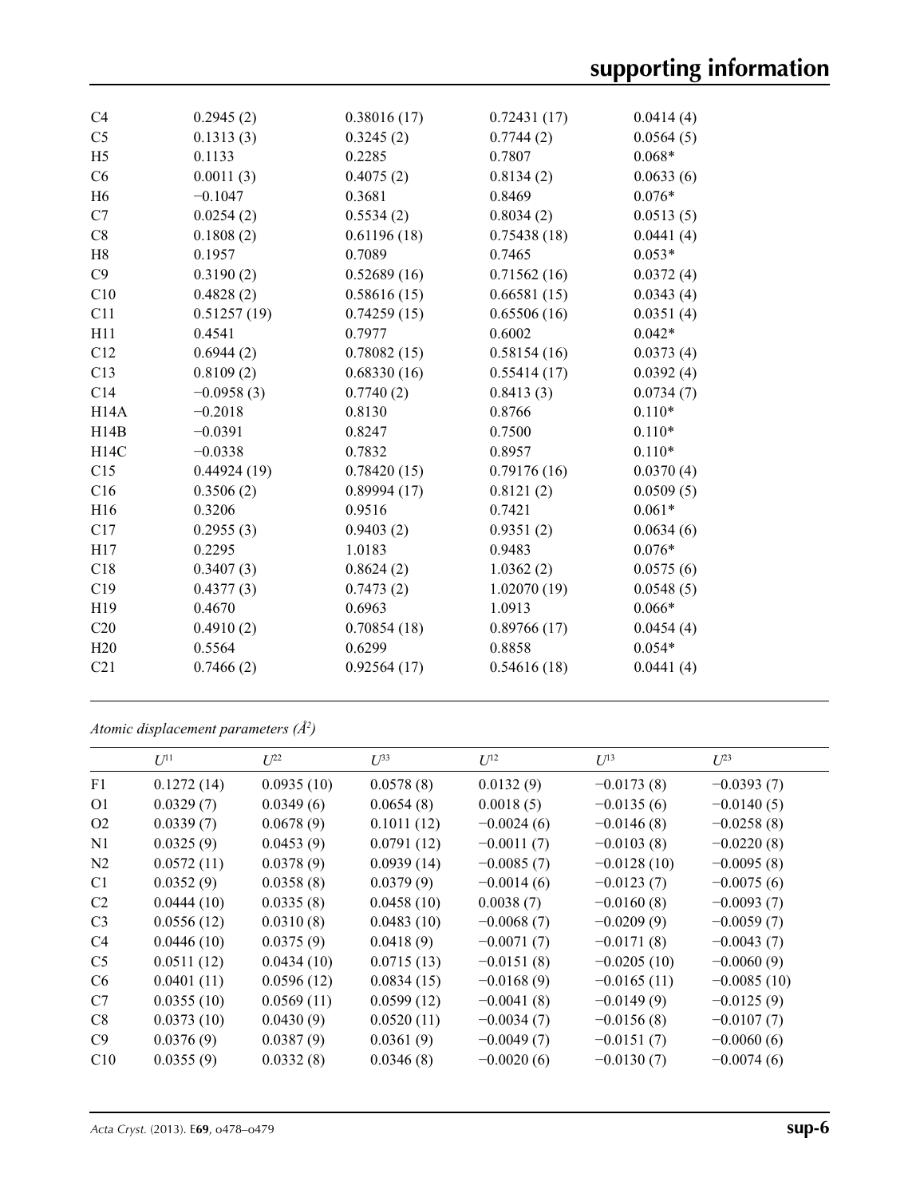| | | | | |
|---|---|---|---|---|
| C4 | 0.2945 (2) | 0.38016 (17) | 0.72431 (17) | 0.0414 (4) |
| C5 | 0.1313 (3) | 0.3245 (2) | 0.7744 (2) | 0.0564 (5) |
| H5 | 0.1133 | 0.2285 | 0.7807 | 0.068* |
| C6 | 0.0011 (3) | 0.4075 (2) | 0.8134 (2) | 0.0633 (6) |
| H6 | −0.1047 | 0.3681 | 0.8469 | 0.076* |
| C7 | 0.0254 (2) | 0.5534 (2) | 0.8034 (2) | 0.0513 (5) |
| C8 | 0.1808 (2) | 0.61196 (18) | 0.75438 (18) | 0.0441 (4) |
| H8 | 0.1957 | 0.7089 | 0.7465 | 0.053* |
| C9 | 0.3190 (2) | 0.52689 (16) | 0.71562 (16) | 0.0372 (4) |
| C10 | 0.4828 (2) | 0.58616 (15) | 0.66581 (15) | 0.0343 (4) |
| C11 | 0.51257 (19) | 0.74259 (15) | 0.65506 (16) | 0.0351 (4) |
| H11 | 0.4541 | 0.7977 | 0.6002 | 0.042* |
| C12 | 0.6944 (2) | 0.78082 (15) | 0.58154 (16) | 0.0373 (4) |
| C13 | 0.8109 (2) | 0.68330 (16) | 0.55414 (17) | 0.0392 (4) |
| C14 | −0.0958 (3) | 0.7740 (2) | 0.8413 (3) | 0.0734 (7) |
| H14A | −0.2018 | 0.8130 | 0.8766 | 0.110* |
| H14B | −0.0391 | 0.8247 | 0.7500 | 0.110* |
| H14C | −0.0338 | 0.7832 | 0.8957 | 0.110* |
| C15 | 0.44924 (19) | 0.78420 (15) | 0.79176 (16) | 0.0370 (4) |
| C16 | 0.3506 (2) | 0.89994 (17) | 0.8121 (2) | 0.0509 (5) |
| H16 | 0.3206 | 0.9516 | 0.7421 | 0.061* |
| C17 | 0.2955 (3) | 0.9403 (2) | 0.9351 (2) | 0.0634 (6) |
| H17 | 0.2295 | 1.0183 | 0.9483 | 0.076* |
| C18 | 0.3407 (3) | 0.8624 (2) | 1.0362 (2) | 0.0575 (6) |
| C19 | 0.4377 (3) | 0.7473 (2) | 1.02070 (19) | 0.0548 (5) |
| H19 | 0.4670 | 0.6963 | 1.0913 | 0.066* |
| C20 | 0.4910 (2) | 0.70854 (18) | 0.89766 (17) | 0.0454 (4) |
| H20 | 0.5564 | 0.6299 | 0.8858 | 0.054* |
| C21 | 0.7466 (2) | 0.92564 (17) | 0.54616 (18) | 0.0441 (4) |

*Atomic displacement parameters ($Å^2$)*

| | $U^{11}$ | $U^{22}$ | $U^{33}$ | $U^{12}$ | $U^{13}$ | $U^{23}$ |
|---|---|---|---|---|---|---|
| F1 | 0.1272 (14) | 0.0935 (10) | 0.0578 (8) | 0.0132 (9) | −0.0173 (8) | −0.0393 (7) |
| O1 | 0.0329 (7) | 0.0349 (6) | 0.0654 (8) | 0.0018 (5) | −0.0135 (6) | −0.0140 (5) |
| O2 | 0.0339 (7) | 0.0678 (9) | 0.1011 (12) | −0.0024 (6) | −0.0146 (8) | −0.0258 (8) |
| N1 | 0.0325 (9) | 0.0453 (9) | 0.0791 (12) | −0.0011 (7) | −0.0103 (8) | −0.0220 (8) |
| N2 | 0.0572 (11) | 0.0378 (9) | 0.0939 (14) | −0.0085 (7) | −0.0128 (10) | −0.0095 (8) |
| C1 | 0.0352 (9) | 0.0358 (8) | 0.0379 (9) | −0.0014 (6) | −0.0123 (7) | −0.0075 (6) |
| C2 | 0.0444 (10) | 0.0335 (8) | 0.0458 (10) | 0.0038 (7) | −0.0160 (8) | −0.0093 (7) |
| C3 | 0.0556 (12) | 0.0310 (8) | 0.0483 (10) | −0.0068 (7) | −0.0209 (9) | −0.0059 (7) |
| C4 | 0.0446 (10) | 0.0375 (9) | 0.0418 (9) | −0.0071 (7) | −0.0171 (8) | −0.0043 (7) |
| C5 | 0.0511 (12) | 0.0434 (10) | 0.0715 (13) | −0.0151 (8) | −0.0205 (10) | −0.0060 (9) |
| C6 | 0.0401 (11) | 0.0596 (12) | 0.0834 (15) | −0.0168 (9) | −0.0165 (11) | −0.0085 (10) |
| C7 | 0.0355 (10) | 0.0569 (11) | 0.0599 (12) | −0.0041 (8) | −0.0149 (9) | −0.0125 (9) |
| C8 | 0.0373 (10) | 0.0430 (9) | 0.0520 (11) | −0.0034 (7) | −0.0156 (8) | −0.0107 (7) |
| C9 | 0.0376 (9) | 0.0387 (9) | 0.0361 (9) | −0.0049 (7) | −0.0151 (7) | −0.0060 (6) |
| C10 | 0.0355 (9) | 0.0332 (8) | 0.0346 (8) | −0.0020 (6) | −0.0130 (7) | −0.0074 (6) |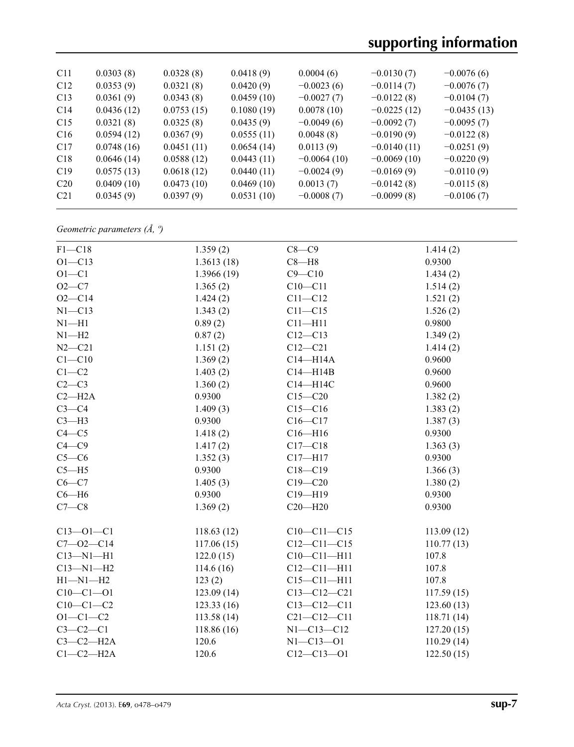| | | | | | | |
|---|---|---|---|---|---|---|
| C11 | 0.0303 (8) | 0.0328 (8) | 0.0418 (9) | 0.0004 (6) | −0.0130 (7) | −0.0076 (6) |
| C12 | 0.0353 (9) | 0.0321 (8) | 0.0420 (9) | −0.0023 (6) | −0.0114 (7) | −0.0076 (7) |
| C13 | 0.0361 (9) | 0.0343 (8) | 0.0459 (10) | −0.0027 (7) | −0.0122 (8) | −0.0104 (7) |
| C14 | 0.0436 (12) | 0.0753 (15) | 0.1080 (19) | 0.0078 (10) | −0.0225 (12) | −0.0435 (13) |
| C15 | 0.0321 (8) | 0.0325 (8) | 0.0435 (9) | −0.0049 (6) | −0.0092 (7) | −0.0095 (7) |
| C16 | 0.0594 (12) | 0.0367 (9) | 0.0555 (11) | 0.0048 (8) | −0.0190 (9) | −0.0122 (8) |
| C17 | 0.0748 (16) | 0.0451 (11) | 0.0654 (14) | 0.0113 (9) | −0.0140 (11) | −0.0251 (9) |
| C18 | 0.0646 (14) | 0.0588 (12) | 0.0443 (11) | −0.0064 (10) | −0.0069 (10) | −0.0220 (9) |
| C19 | 0.0575 (13) | 0.0618 (12) | 0.0440 (11) | −0.0024 (9) | −0.0169 (9) | −0.0110 (9) |
| C20 | 0.0409 (10) | 0.0473 (10) | 0.0469 (10) | 0.0013 (7) | −0.0142 (8) | −0.0115 (8) |
| C21 | 0.0345 (9) | 0.0397 (9) | 0.0531 (10) | −0.0008 (7) | −0.0099 (8) | −0.0106 (7) |

*Geometric parameters (Å, º)*

| | | | |
|---|---|---|---|
| F1—C18 | 1.359 (2) | C8—C9 | 1.414 (2) |
| O1—C13 | 1.3613 (18) | C8—H8 | 0.9300 |
| O1—C1 | 1.3966 (19) | C9—C10 | 1.434 (2) |
| O2—C7 | 1.365 (2) | C10—C11 | 1.514 (2) |
| O2—C14 | 1.424 (2) | C11—C12 | 1.521 (2) |
| N1—C13 | 1.343 (2) | C11—C15 | 1.526 (2) |
| N1—H1 | 0.89 (2) | C11—H11 | 0.9800 |
| N1—H2 | 0.87 (2) | C12—C13 | 1.349 (2) |
| N2—C21 | 1.151 (2) | C12—C21 | 1.414 (2) |
| C1—C10 | 1.369 (2) | C14—H14A | 0.9600 |
| C1—C2 | 1.403 (2) | C14—H14B | 0.9600 |
| C2—C3 | 1.360 (2) | C14—H14C | 0.9600 |
| C2—H2A | 0.9300 | C15—C20 | 1.382 (2) |
| C3—C4 | 1.409 (3) | C15—C16 | 1.383 (2) |
| C3—H3 | 0.9300 | C16—C17 | 1.387 (3) |
| C4—C5 | 1.418 (2) | C16—H16 | 0.9300 |
| C4—C9 | 1.417 (2) | C17—C18 | 1.363 (3) |
| C5—C6 | 1.352 (3) | C17—H17 | 0.9300 |
| C5—H5 | 0.9300 | C18—C19 | 1.366 (3) |
| C6—C7 | 1.405 (3) | C19—C20 | 1.380 (2) |
| C6—H6 | 0.9300 | C19—H19 | 0.9300 |
| C7—C8 | 1.369 (2) | C20—H20 | 0.9300 |
| | | | |
| C13—O1—C1 | 118.63 (12) | C10—C11—C15 | 113.09 (12) |
| C7—O2—C14 | 117.06 (15) | C12—C11—C15 | 110.77 (13) |
| C13—N1—H1 | 122.0 (15) | C10—C11—H11 | 107.8 |
| C13—N1—H2 | 114.6 (16) | C12—C11—H11 | 107.8 |
| H1—N1—H2 | 123 (2) | C15—C11—H11 | 107.8 |
| C10—C1—O1 | 123.09 (14) | C13—C12—C21 | 117.59 (15) |
| C10—C1—C2 | 123.33 (16) | C13—C12—C11 | 123.60 (13) |
| O1—C1—C2 | 113.58 (14) | C21—C12—C11 | 118.71 (14) |
| C3—C2—C1 | 118.86 (16) | N1—C13—C12 | 127.20 (15) |
| C3—C2—H2A | 120.6 | N1—C13—O1 | 110.29 (14) |
| C1—C2—H2A | 120.6 | C12—C13—O1 | 122.50 (15) |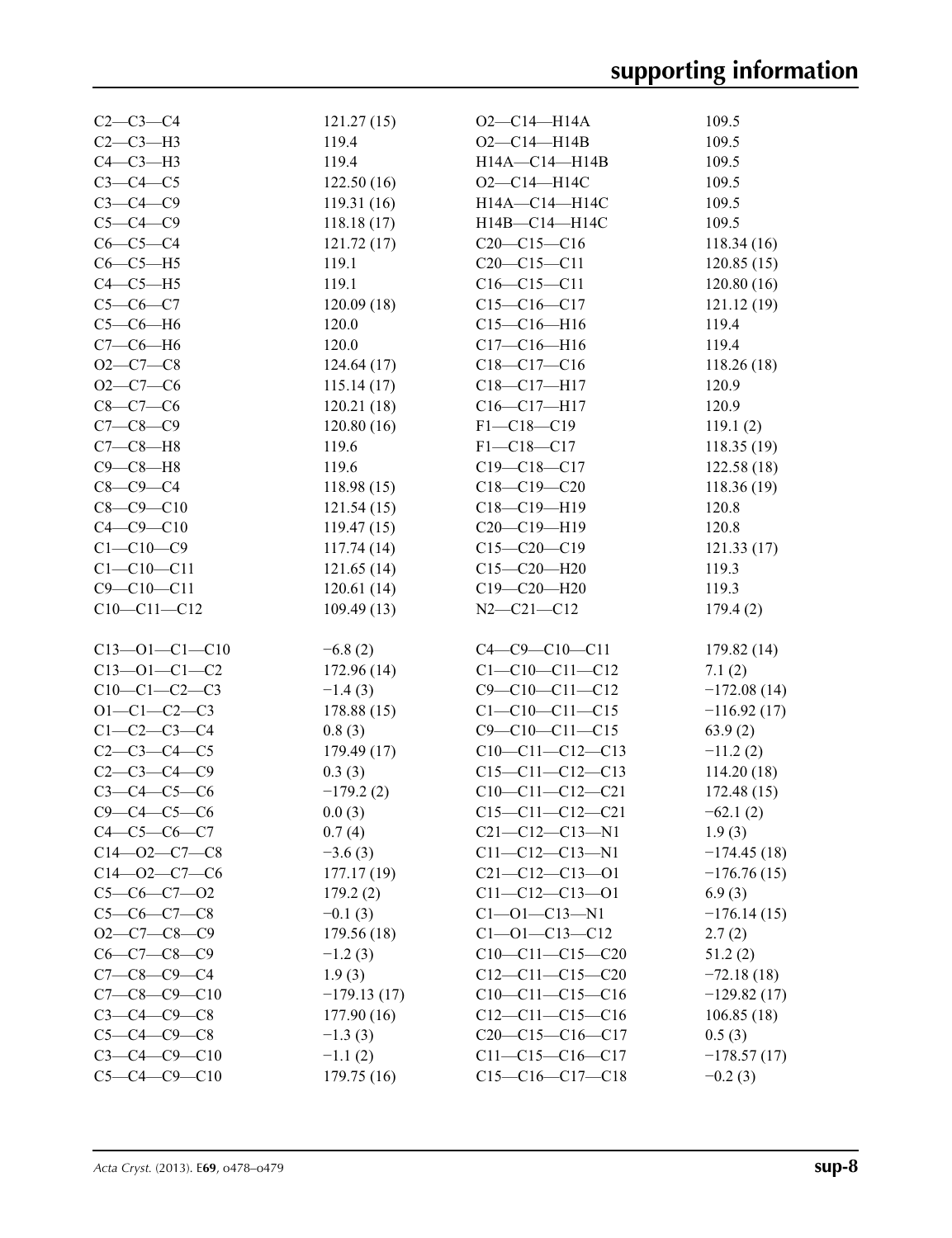| | | | |
|---|---|---|---|
| C2—C3—C4 | 121.27 (15) | O2—C14—H14A | 109.5 |
| C2—C3—H3 | 119.4 | O2—C14—H14B | 109.5 |
| C4—C3—H3 | 119.4 | H14A—C14—H14B | 109.5 |
| C3—C4—C5 | 122.50 (16) | O2—C14—H14C | 109.5 |
| C3—C4—C9 | 119.31 (16) | H14A—C14—H14C | 109.5 |
| C5—C4—C9 | 118.18 (17) | H14B—C14—H14C | 109.5 |
| C6—C5—C4 | 121.72 (17) | C20—C15—C16 | 118.34 (16) |
| C6—C5—H5 | 119.1 | C20—C15—C11 | 120.85 (15) |
| C4—C5—H5 | 119.1 | C16—C15—C11 | 120.80 (16) |
| C5—C6—C7 | 120.09 (18) | C15—C16—C17 | 121.12 (19) |
| C5—C6—H6 | 120.0 | C15—C16—H16 | 119.4 |
| C7—C6—H6 | 120.0 | C17—C16—H16 | 119.4 |
| O2—C7—C8 | 124.64 (17) | C18—C17—C16 | 118.26 (18) |
| O2—C7—C6 | 115.14 (17) | C18—C17—H17 | 120.9 |
| C8—C7—C6 | 120.21 (18) | C16—C17—H17 | 120.9 |
| C7—C8—C9 | 120.80 (16) | F1—C18—C19 | 119.1 (2) |
| C7—C8—H8 | 119.6 | F1—C18—C17 | 118.35 (19) |
| C9—C8—H8 | 119.6 | C19—C18—C17 | 122.58 (18) |
| C8—C9—C4 | 118.98 (15) | C18—C19—C20 | 118.36 (19) |
| C8—C9—C10 | 121.54 (15) | C18—C19—H19 | 120.8 |
| C4—C9—C10 | 119.47 (15) | C20—C19—H19 | 120.8 |
| C1—C10—C9 | 117.74 (14) | C15—C20—C19 | 121.33 (17) |
| C1—C10—C11 | 121.65 (14) | C15—C20—H20 | 119.3 |
| C9—C10—C11 | 120.61 (14) | C19—C20—H20 | 119.3 |
| C10—C11—C12 | 109.49 (13) | N2—C21—C12 | 179.4 (2) |

| | | | |
|---|---|---|---|
| C13—O1—C1—C10 | −6.8 (2) | C4—C9—C10—C11 | 179.82 (14) |
| C13—O1—C1—C2 | 172.96 (14) | C1—C10—C11—C12 | 7.1 (2) |
| C10—C1—C2—C3 | −1.4 (3) | C9—C10—C11—C12 | −172.08 (14) |
| O1—C1—C2—C3 | 178.88 (15) | C1—C10—C11—C15 | −116.92 (17) |
| C1—C2—C3—C4 | 0.8 (3) | C9—C10—C11—C15 | 63.9 (2) |
| C2—C3—C4—C5 | 179.49 (17) | C10—C11—C12—C13 | −11.2 (2) |
| C2—C3—C4—C9 | 0.3 (3) | C15—C11—C12—C13 | 114.20 (18) |
| C3—C4—C5—C6 | −179.2 (2) | C10—C11—C12—C21 | 172.48 (15) |
| C9—C4—C5—C6 | 0.0 (3) | C15—C11—C12—C21 | −62.1 (2) |
| C4—C5—C6—C7 | 0.7 (4) | C21—C12—C13—N1 | 1.9 (3) |
| C14—O2—C7—C8 | −3.6 (3) | C11—C12—C13—N1 | −174.45 (18) |
| C14—O2—C7—C6 | 177.17 (19) | C21—C12—C13—O1 | −176.76 (15) |
| C5—C6—C7—O2 | 179.2 (2) | C11—C12—C13—O1 | 6.9 (3) |
| C5—C6—C7—C8 | −0.1 (3) | C1—O1—C13—N1 | −176.14 (15) |
| O2—C7—C8—C9 | 179.56 (18) | C1—O1—C13—C12 | 2.7 (2) |
| C6—C7—C8—C9 | −1.2 (3) | C10—C11—C15—C20 | 51.2 (2) |
| C7—C8—C9—C4 | 1.9 (3) | C12—C11—C15—C20 | −72.18 (18) |
| C7—C8—C9—C10 | −179.13 (17) | C10—C11—C15—C16 | −129.82 (17) |
| C3—C4—C9—C8 | 177.90 (16) | C12—C11—C15—C16 | 106.85 (18) |
| C5—C4—C9—C8 | −1.3 (3) | C20—C15—C16—C17 | 0.5 (3) |
| C3—C4—C9—C10 | −1.1 (2) | C11—C15—C16—C17 | −178.57 (17) |
| C5—C4—C9—C10 | 179.75 (16) | C15—C16—C17—C18 | −0.2 (3) |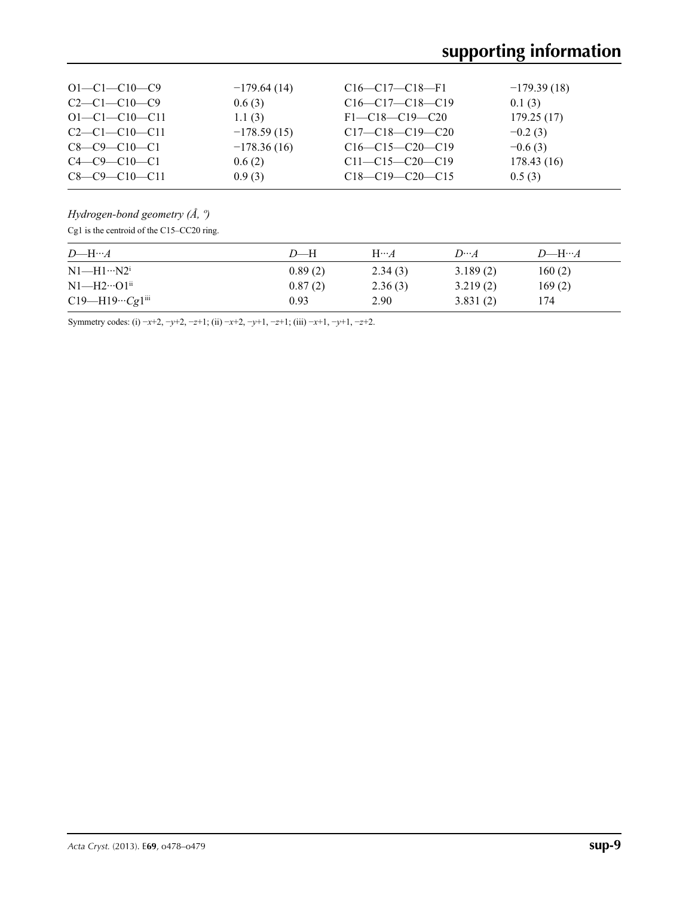| | | | |
|---|---|---|---|
| O1—C1—C10—C9 | −179.64 (14) | C16—C17—C18—F1 | −179.39 (18) |
| C2—C1—C10—C9 | 0.6 (3) | C16—C17—C18—C19 | 0.1 (3) |
| O1—C1—C10—C11 | 1.1 (3) | F1—C18—C19—C20 | 179.25 (17) |
| C2—C1—C10—C11 | −178.59 (15) | C17—C18—C19—C20 | −0.2 (3) |
| C8—C9—C10—C1 | −178.36 (16) | C16—C15—C20—C19 | −0.6 (3) |
| C4—C9—C10—C1 | 0.6 (2) | C11—C15—C20—C19 | 178.43 (16) |
| C8—C9—C10—C11 | 0.9 (3) | C18—C19—C20—C15 | 0.5 (3) |

*Hydrogen-bond geometry (Å, º)*

Cg1 is the centroid of the C15–CC20 ring.

| $D$—H···$A$ | $D$—H | H···$A$ | $D$···$A$ | $D$—H···$A$ |
|---|---|---|---|---|
| N1—H1···N2$^{i}$ | 0.89 (2) | 2.34 (3) | 3.189 (2) | 160 (2) |
| N1—H2···O1$^{ii}$ | 0.87 (2) | 2.36 (3) | 3.219 (2) | 169 (2) |
| C19—H19···$Cg1^{iii}$ | 0.93 | 2.90 | 3.831 (2) | 174 |

Symmetry codes: (i) $-x+2, -y+2, -z+1$; (ii) $-x+2, -y+1, -z+1$; (iii) $-x+1, -y+1, -z+2$.